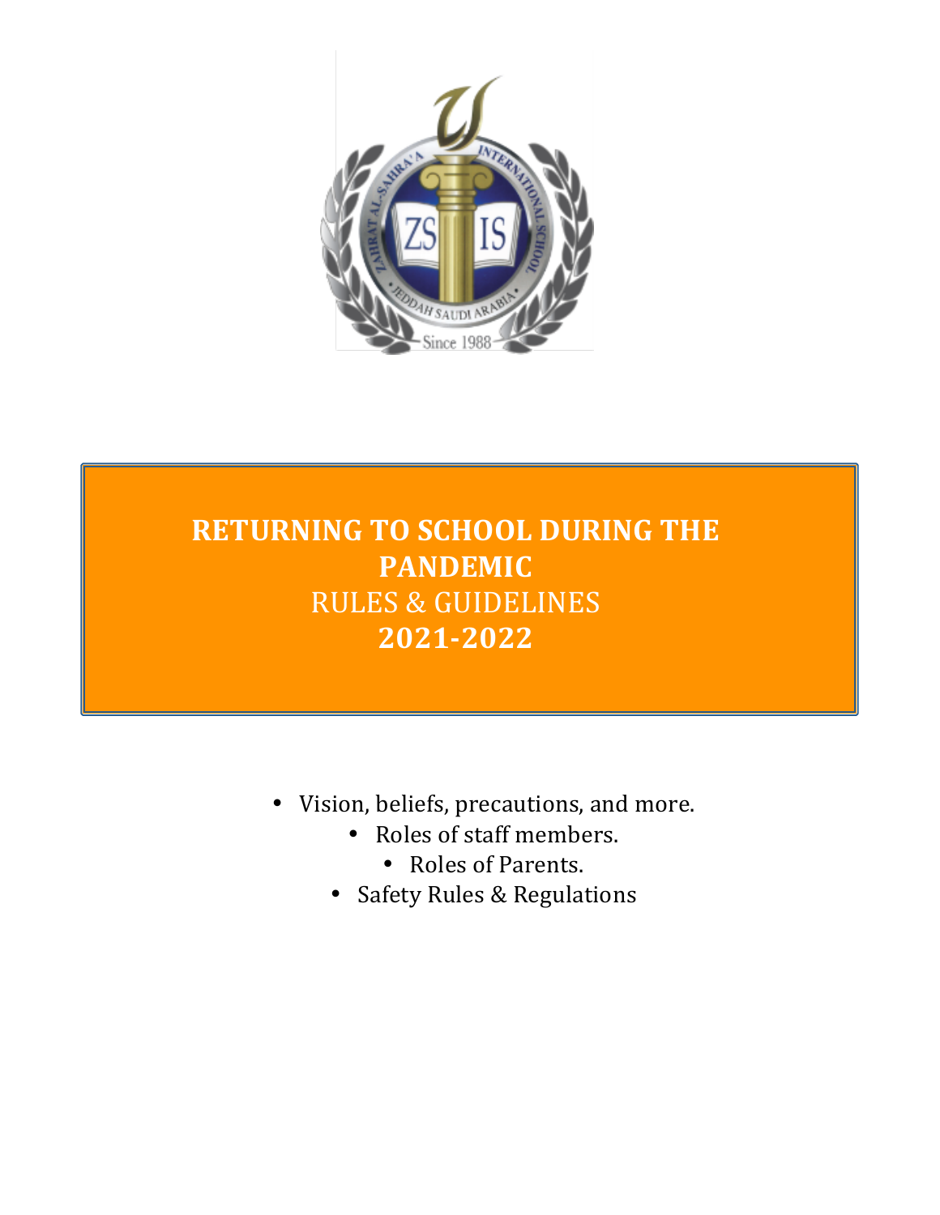# RETURNING TO SCHOOL DURING THE PANDEMIC

RULES & GUIDELINES

**2021-2022**

- Vision, beliefs, precautions, and more.
- Roles of staff members.
- Roles of Parents.
- Safety Rules & Regulations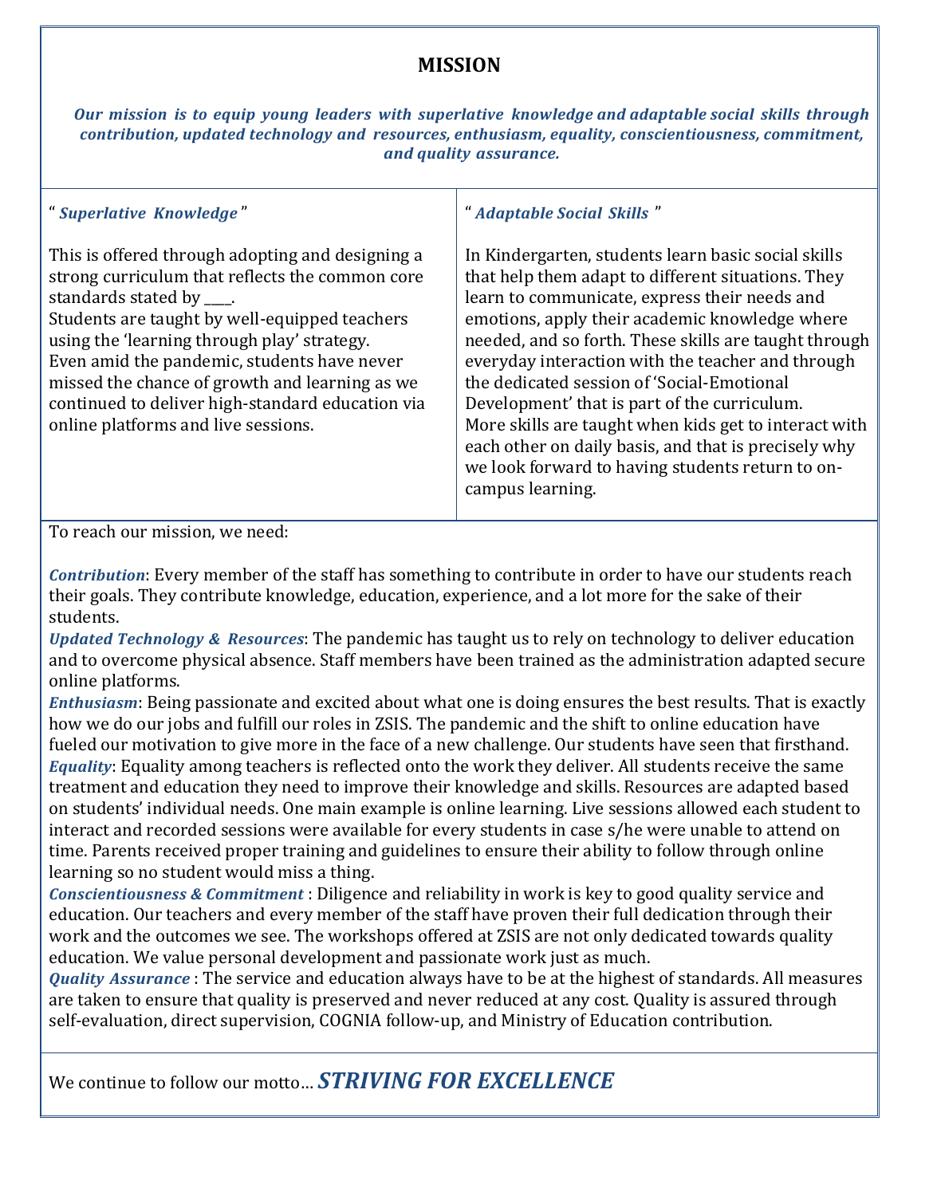## MISSION

***Our mission is to equip young leaders with superlative knowledge and adaptable social skills through contribution, updated technology and resources, enthusiasm, equality, conscientiousness, commitment, and quality assurance.***

" ***Superlative Knowledge*** "

This is offered through adopting and designing a strong curriculum that reflects the common core standards stated by ____.
Students are taught by well-equipped teachers using the 'learning through play' strategy.
Even amid the pandemic, students have never missed the chance of growth and learning as we continued to deliver high-standard education via online platforms and live sessions.

" ***Adaptable Social Skills*** "

In Kindergarten, students learn basic social skills that help them adapt to different situations. They learn to communicate, express their needs and emotions, apply their academic knowledge where needed, and so forth. These skills are taught through everyday interaction with the teacher and through the dedicated session of 'Social-Emotional Development' that is part of the curriculum.
More skills are taught when kids get to interact with each other on daily basis, and that is precisely why we look forward to having students return to on-campus learning.

To reach our mission, we need:

***Contribution***: Every member of the staff has something to contribute in order to have our students reach their goals. They contribute knowledge, education, experience, and a lot more for the sake of their students.
***Updated Technology & Resources***: The pandemic has taught us to rely on technology to deliver education and to overcome physical absence. Staff members have been trained as the administration adapted secure online platforms.
***Enthusiasm***: Being passionate and excited about what one is doing ensures the best results. That is exactly how we do our jobs and fulfill our roles in ZSIS. The pandemic and the shift to online education have fueled our motivation to give more in the face of a new challenge. Our students have seen that firsthand.
***Equality***: Equality among teachers is reflected onto the work they deliver. All students receive the same treatment and education they need to improve their knowledge and skills. Resources are adapted based on students' individual needs. One main example is online learning. Live sessions allowed each student to interact and recorded sessions were available for every students in case s/he were unable to attend on time. Parents received proper training and guidelines to ensure their ability to follow through online learning so no student would miss a thing.
***Conscientiousness & Commitment*** : Diligence and reliability in work is key to good quality service and education. Our teachers and every member of the staff have proven their full dedication through their work and the outcomes we see. The workshops offered at ZSIS are not only dedicated towards quality education. We value personal development and passionate work just as much.
***Quality Assurance*** : The service and education always have to be at the highest of standards. All measures are taken to ensure that quality is preserved and never reduced at any cost. Quality is assured through self-evaluation, direct supervision, COGNIA follow-up, and Ministry of Education contribution.

We continue to follow our motto… ***STRIVING FOR EXCELLENCE***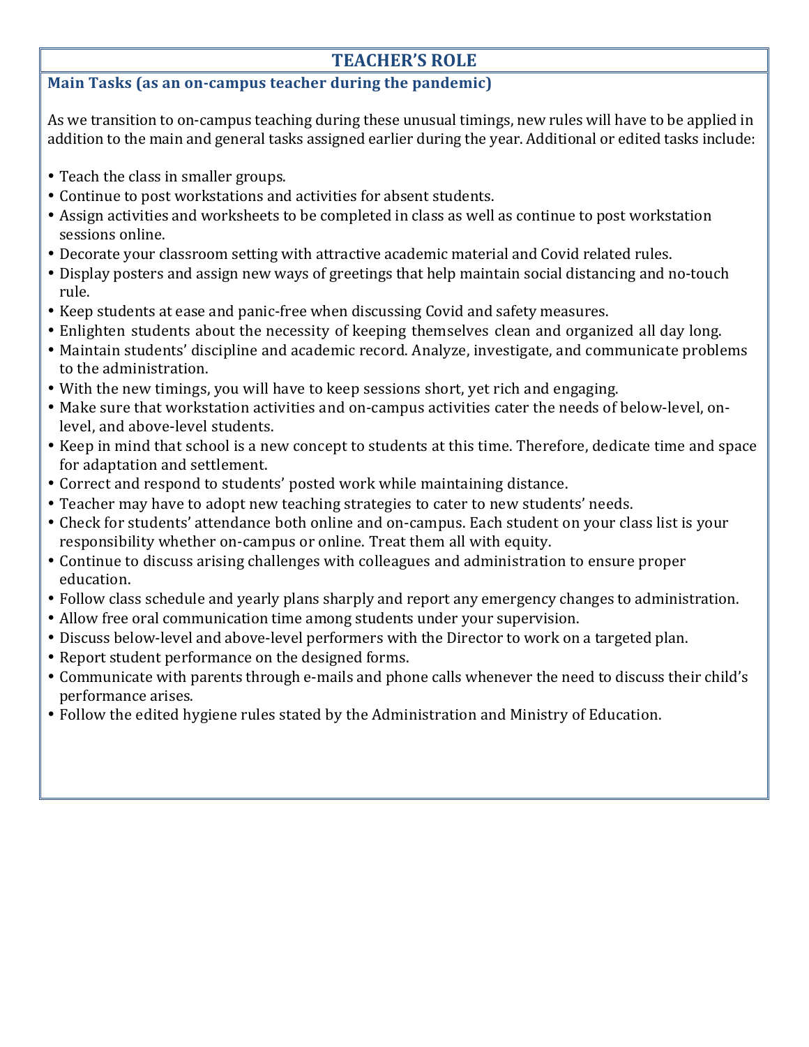## TEACHER'S ROLE

### Main Tasks (as an on-campus teacher during the pandemic)

As we transition to on-campus teaching during these unusual timings, new rules will have to be applied in addition to the main and general tasks assigned earlier during the year. Additional or edited tasks include:

- Teach the class in smaller groups.
- Continue to post workstations and activities for absent students.
- Assign activities and worksheets to be completed in class as well as continue to post workstation sessions online.
- Decorate your classroom setting with attractive academic material and Covid related rules.
- Display posters and assign new ways of greetings that help maintain social distancing and no-touch rule.
- Keep students at ease and panic-free when discussing Covid and safety measures.
- Enlighten students about the necessity of keeping themselves clean and organized all day long.
- Maintain students' discipline and academic record. Analyze, investigate, and communicate problems to the administration.
- With the new timings, you will have to keep sessions short, yet rich and engaging.
- Make sure that workstation activities and on-campus activities cater the needs of below-level, on-level, and above-level students.
- Keep in mind that school is a new concept to students at this time. Therefore, dedicate time and space for adaptation and settlement.
- Correct and respond to students' posted work while maintaining distance.
- Teacher may have to adopt new teaching strategies to cater to new students' needs.
- Check for students' attendance both online and on-campus. Each student on your class list is your responsibility whether on-campus or online. Treat them all with equity.
- Continue to discuss arising challenges with colleagues and administration to ensure proper education.
- Follow class schedule and yearly plans sharply and report any emergency changes to administration.
- Allow free oral communication time among students under your supervision.
- Discuss below-level and above-level performers with the Director to work on a targeted plan.
- Report student performance on the designed forms.
- Communicate with parents through e-mails and phone calls whenever the need to discuss their child's performance arises.
- Follow the edited hygiene rules stated by the Administration and Ministry of Education.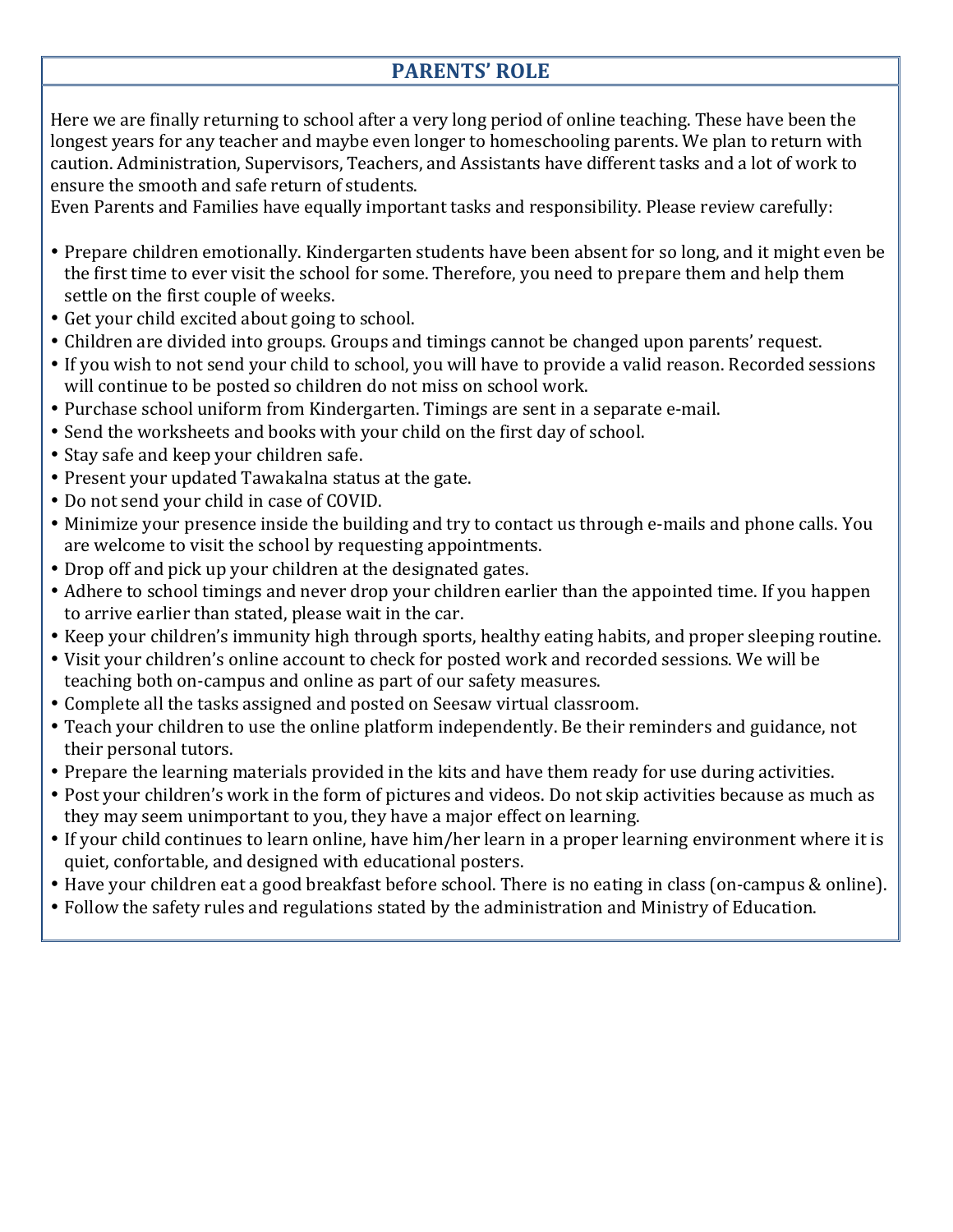## PARENTS' ROLE

Here we are finally returning to school after a very long period of online teaching. These have been the longest years for any teacher and maybe even longer to homeschooling parents. We plan to return with caution. Administration, Supervisors, Teachers, and Assistants have different tasks and a lot of work to ensure the smooth and safe return of students.
Even Parents and Families have equally important tasks and responsibility. Please review carefully:

- Prepare children emotionally. Kindergarten students have been absent for so long, and it might even be the first time to ever visit the school for some. Therefore, you need to prepare them and help them settle on the first couple of weeks.
- Get your child excited about going to school.
- Children are divided into groups. Groups and timings cannot be changed upon parents' request.
- If you wish to not send your child to school, you will have to provide a valid reason. Recorded sessions will continue to be posted so children do not miss on school work.
- Purchase school uniform from Kindergarten. Timings are sent in a separate e-mail.
- Send the worksheets and books with your child on the first day of school.
- Stay safe and keep your children safe.
- Present your updated Tawakalna status at the gate.
- Do not send your child in case of COVID.
- Minimize your presence inside the building and try to contact us through e-mails and phone calls. You are welcome to visit the school by requesting appointments.
- Drop off and pick up your children at the designated gates.
- Adhere to school timings and never drop your children earlier than the appointed time. If you happen to arrive earlier than stated, please wait in the car.
- Keep your children's immunity high through sports, healthy eating habits, and proper sleeping routine.
- Visit your children's online account to check for posted work and recorded sessions. We will be teaching both on-campus and online as part of our safety measures.
- Complete all the tasks assigned and posted on Seesaw virtual classroom.
- Teach your children to use the online platform independently. Be their reminders and guidance, not their personal tutors.
- Prepare the learning materials provided in the kits and have them ready for use during activities.
- Post your children's work in the form of pictures and videos. Do not skip activities because as much as they may seem unimportant to you, they have a major effect on learning.
- If your child continues to learn online, have him/her learn in a proper learning environment where it is quiet, confortable, and designed with educational posters.
- Have your children eat a good breakfast before school. There is no eating in class (on-campus & online).
- Follow the safety rules and regulations stated by the administration and Ministry of Education.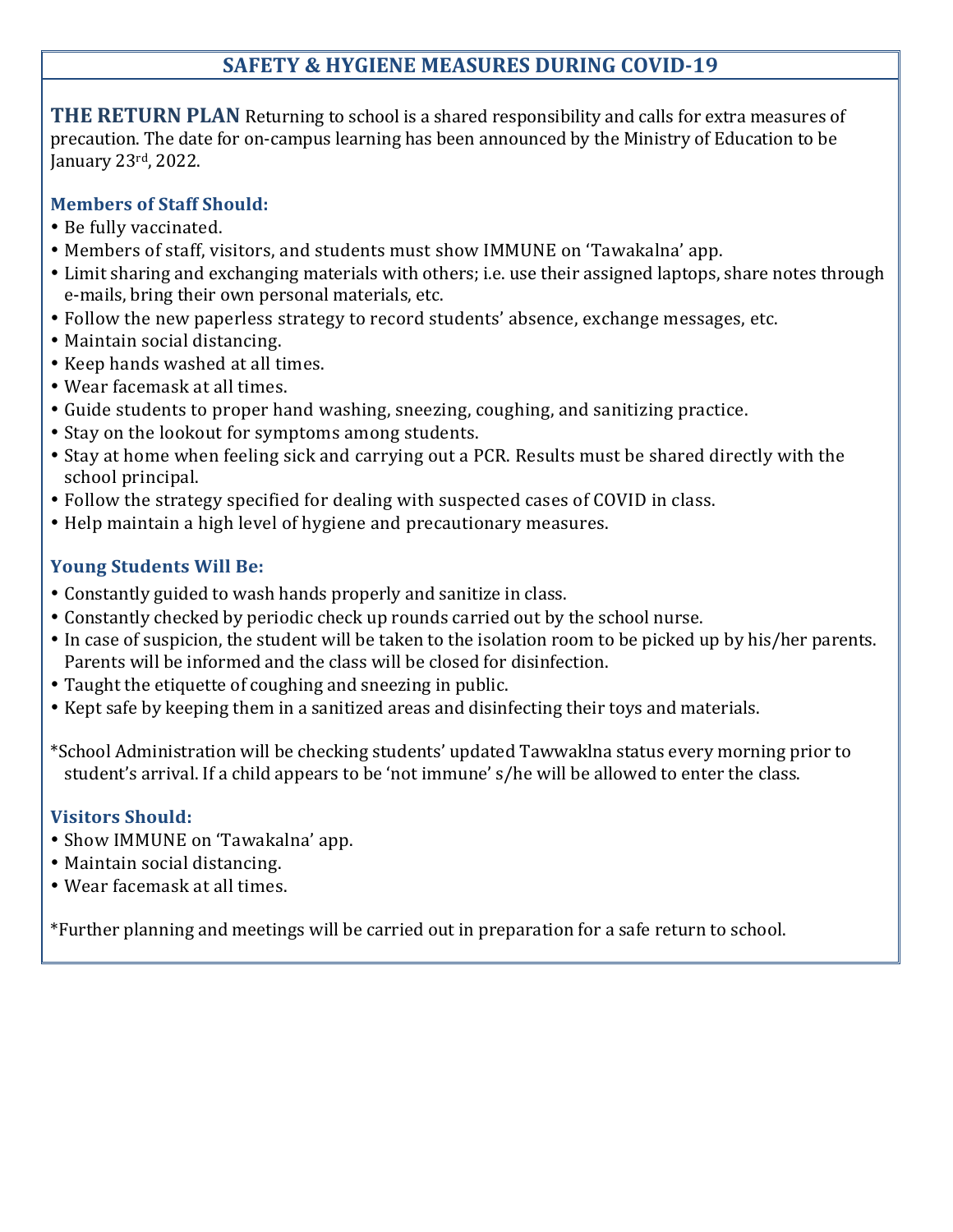## SAFETY & HYGIENE MEASURES DURING COVID-19

**THE RETURN PLAN** Returning to school is a shared responsibility and calls for extra measures of precaution. The date for on-campus learning has been announced by the Ministry of Education to be January 23rd, 2022.

### Members of Staff Should:

- Be fully vaccinated.
- Members of staff, visitors, and students must show IMMUNE on 'Tawakalna' app.
- Limit sharing and exchanging materials with others; i.e. use their assigned laptops, share notes through e-mails, bring their own personal materials, etc.
- Follow the new paperless strategy to record students' absence, exchange messages, etc.
- Maintain social distancing.
- Keep hands washed at all times.
- Wear facemask at all times.
- Guide students to proper hand washing, sneezing, coughing, and sanitizing practice.
- Stay on the lookout for symptoms among students.
- Stay at home when feeling sick and carrying out a PCR. Results must be shared directly with the school principal.
- Follow the strategy specified for dealing with suspected cases of COVID in class.
- Help maintain a high level of hygiene and precautionary measures.

### Young Students Will Be:

- Constantly guided to wash hands properly and sanitize in class.
- Constantly checked by periodic check up rounds carried out by the school nurse.
- In case of suspicion, the student will be taken to the isolation room to be picked up by his/her parents. Parents will be informed and the class will be closed for disinfection.
- Taught the etiquette of coughing and sneezing in public.
- Kept safe by keeping them in a sanitized areas and disinfecting their toys and materials.

*School Administration will be checking students' updated Tawwaklna status every morning prior to student's arrival. If a child appears to be 'not immune' s/he will be allowed to enter the class.

### Visitors Should:

- Show IMMUNE on 'Tawakalna' app.
- Maintain social distancing.
- Wear facemask at all times.

*Further planning and meetings will be carried out in preparation for a safe return to school.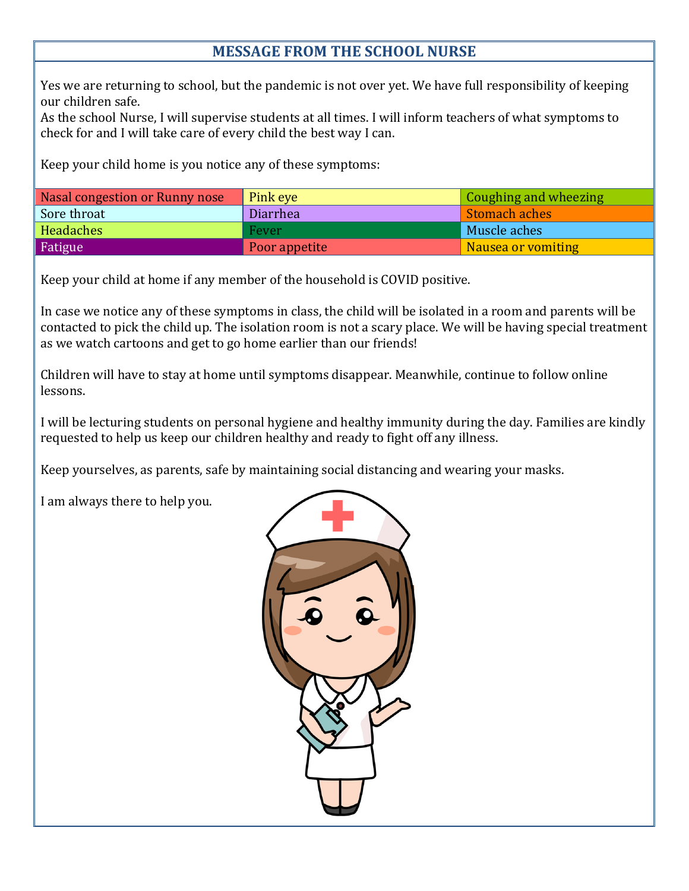## MESSAGE FROM THE SCHOOL NURSE

Yes we are returning to school, but the pandemic is not over yet. We have full responsibility of keeping our children safe.
As the school Nurse, I will supervise students at all times. I will inform teachers of what symptoms to check for and I will take care of every child the best way I can.

Keep your child home is you notice any of these symptoms:

| | | |
|---|---|---|
| Nasal congestion or Runny nose | Pink eye | Coughing and wheezing |
| Sore throat | Diarrhea | Stomach aches |
| Headaches | Fever | Muscle aches |
| Fatigue | Poor appetite | Nausea or vomiting |

Keep your child at home if any member of the household is COVID positive.

In case we notice any of these symptoms in class, the child will be isolated in a room and parents will be contacted to pick the child up. The isolation room is not a scary place. We will be having special treatment as we watch cartoons and get to go home earlier than our friends!

Children will have to stay at home until symptoms disappear. Meanwhile, continue to follow online lessons.

I will be lecturing students on personal hygiene and healthy immunity during the day. Families are kindly requested to help us keep our children healthy and ready to fight off any illness.

Keep yourselves, as parents, safe by maintaining social distancing and wearing your masks.

I am always there to help you.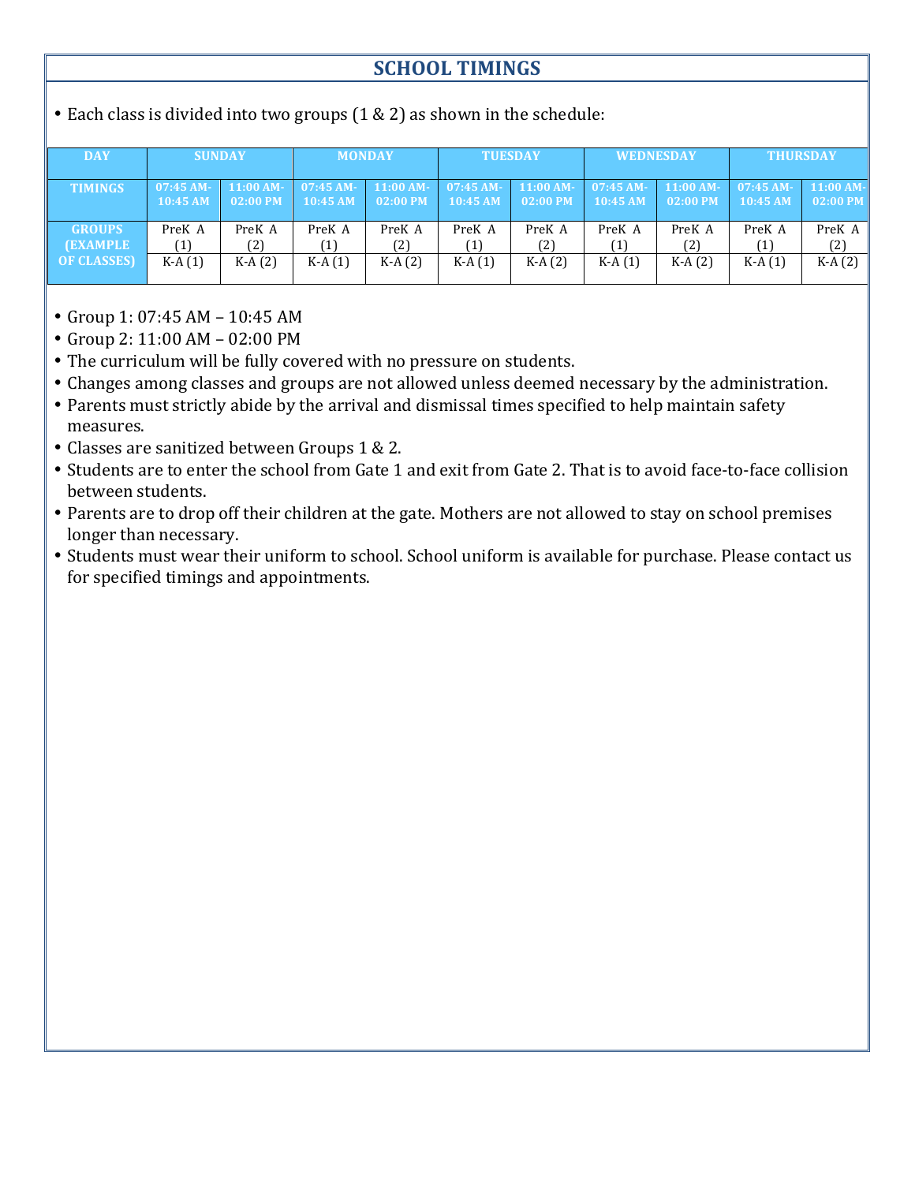## SCHOOL TIMINGS

- Each class is divided into two groups (1 & 2) as shown in the schedule:

| DAY | SUNDAY | | MONDAY | | TUESDAY | | WEDNESDAY | | THURSDAY | |
|---|---|---|---|---|---|---|---|---|---|---|
| TIMINGS | 07:45 AM-10:45 AM | 11:00 AM-02:00 PM | 07:45 AM-10:45 AM | 11:00 AM-02:00 PM | 07:45 AM-10:45 AM | 11:00 AM-02:00 PM | 07:45 AM-10:45 AM | 11:00 AM-02:00 PM | 07:45 AM-10:45 AM | 11:00 AM-02:00 PM |
| GROUPS (EXAMPLE OF CLASSES) | PreK A (1) | PreK A (2) | PreK A (1) | PreK A (2) | PreK A (1) | PreK A (2) | PreK A (1) | PreK A (2) | PreK A (1) | PreK A (2) |
| | K-A (1) | K-A (2) | K-A (1) | K-A (2) | K-A (1) | K-A (2) | K-A (1) | K-A (2) | K-A (1) | K-A (2) |

- Group 1: 07:45 AM – 10:45 AM
- Group 2: 11:00 AM – 02:00 PM
- The curriculum will be fully covered with no pressure on students.
- Changes among classes and groups are not allowed unless deemed necessary by the administration.
- Parents must strictly abide by the arrival and dismissal times specified to help maintain safety measures.
- Classes are sanitized between Groups 1 & 2.
- Students are to enter the school from Gate 1 and exit from Gate 2. That is to avoid face-to-face collision between students.
- Parents are to drop off their children at the gate. Mothers are not allowed to stay on school premises longer than necessary.
- Students must wear their uniform to school. School uniform is available for purchase. Please contact us for specified timings and appointments.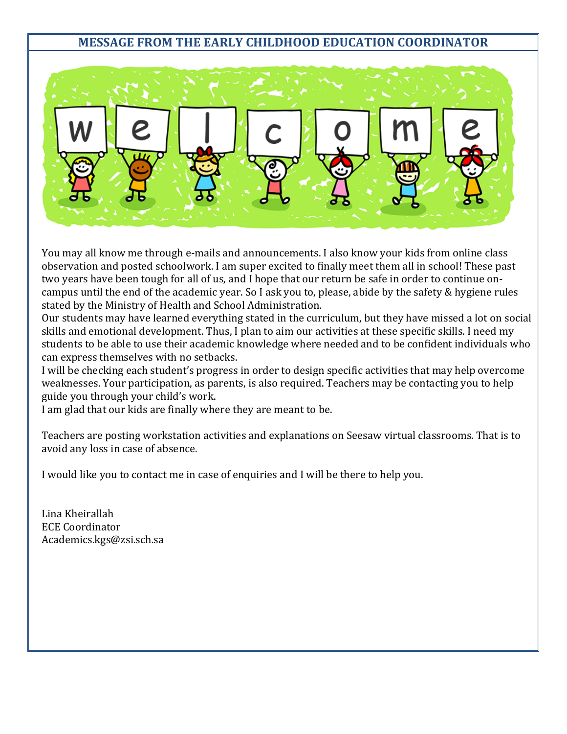## MESSAGE FROM THE EARLY CHILDHOOD EDUCATION COORDINATOR

You may all know me through e-mails and announcements. I also know your kids from online class observation and posted schoolwork. I am super excited to finally meet them all in school! These past two years have been tough for all of us, and I hope that our return be safe in order to continue on-campus until the end of the academic year. So I ask you to, please, abide by the safety & hygiene rules stated by the Ministry of Health and School Administration.

Our students may have learned everything stated in the curriculum, but they have missed a lot on social skills and emotional development. Thus, I plan to aim our activities at these specific skills. I need my students to be able to use their academic knowledge where needed and to be confident individuals who can express themselves with no setbacks.

I will be checking each student's progress in order to design specific activities that may help overcome weaknesses. Your participation, as parents, is also required. Teachers may be contacting you to help guide you through your child's work.

I am glad that our kids are finally where they are meant to be.

Teachers are posting workstation activities and explanations on Seesaw virtual classrooms. That is to avoid any loss in case of absence.

I would like you to contact me in case of enquiries and I will be there to help you.

Lina Kheirallah
ECE Coordinator
Academics.kgs@zsi.sch.sa